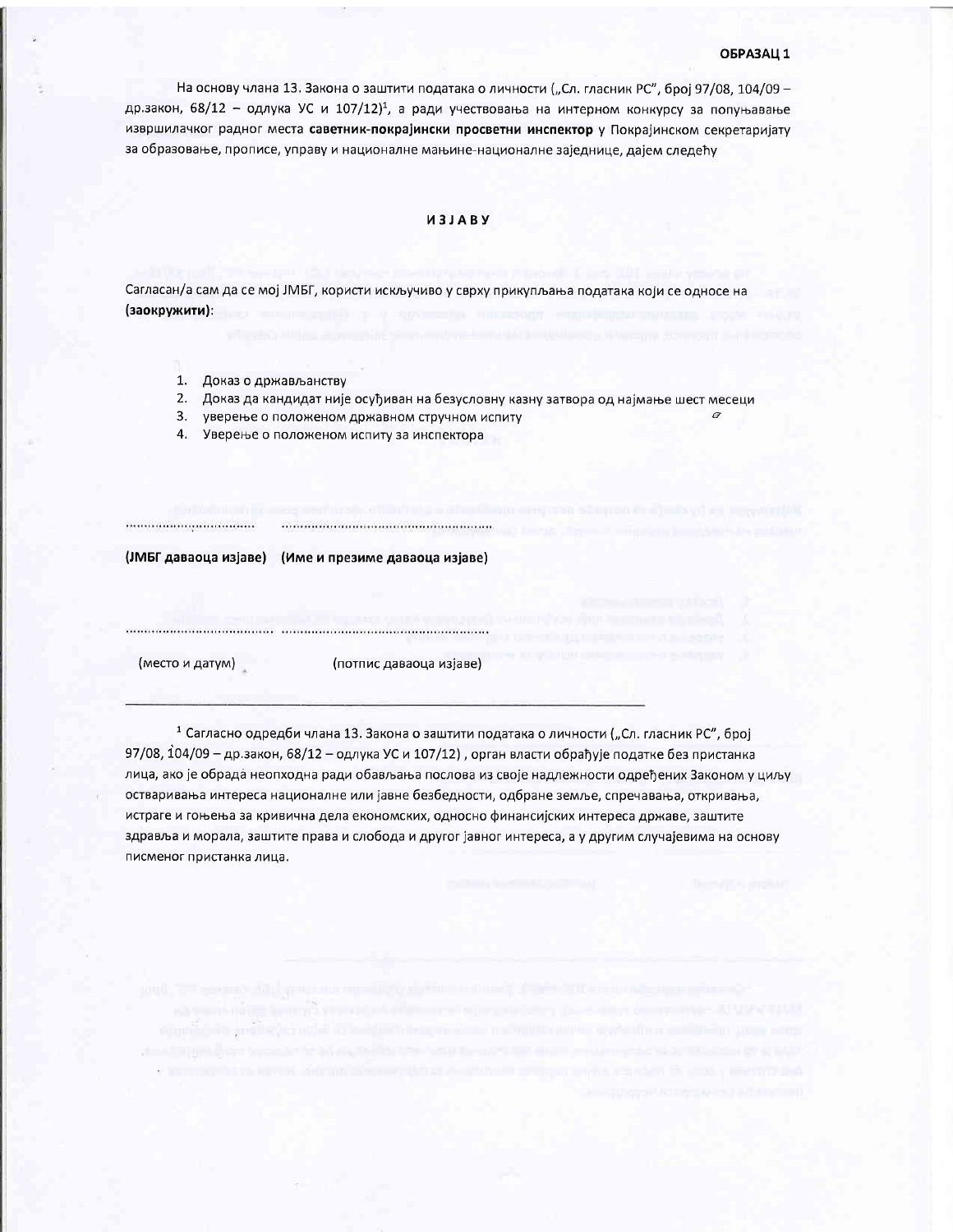**ОБРАЗАЦ 1**

На основу члана 13. Закона о заштити података о личности („Сл. гласник РС", број 97/08, 104/09 – др.закон, 68/12 – одлука УС и 107/12)[1], а ради учествовања на интерном конкурсу за попуњавање извршилачког радног места **саветник-покрајински просветни инспектор** у Покрајинском секретаријату за образовање, прописе, управу и националне мањине-националне заједнице, дајем следећу

# ИЗЈАВУ

Сагласан/а сам да се мој ЈМБГ, користи искључиво у сврху прикупљања података који се односе на **(заокружити)**:

1. Доказ о држављанству
2. Доказ да кандидат није осуђиван на безусловну казну затвора од најмање шест месеци
3. уверење о положеном државном стручном испиту
4. Уверење о положеном испиту за инспектора

.................................. ......................................................

**(ЈМБГ даваоца изјаве)  (Име и презиме даваоца изјаве)**

.......................................... ......................................................

(место и датум)  (потпис даваоца изјаве)

---

[1] Сагласно одредби члана 13. Закона о заштити података о личности („Сл. гласник РС", број 97/08, 104/09 – др.закон, 68/12 – одлука УС и 107/12) , орган власти обрађује податке без пристанка лица, ако је обрада неопходна ради обављања послова из своје надлежности одређених Законом у циљу остваривања интереса националне или јавне безбедности, одбране земље, спречавања, откривања, истраге и гоњења за кривична дела економских, односно финансијских интереса државе, заштите здравља и морала, заштите права и слобода и другог јавног интереса, а у другим случајевима на основу писменог пристанка лица.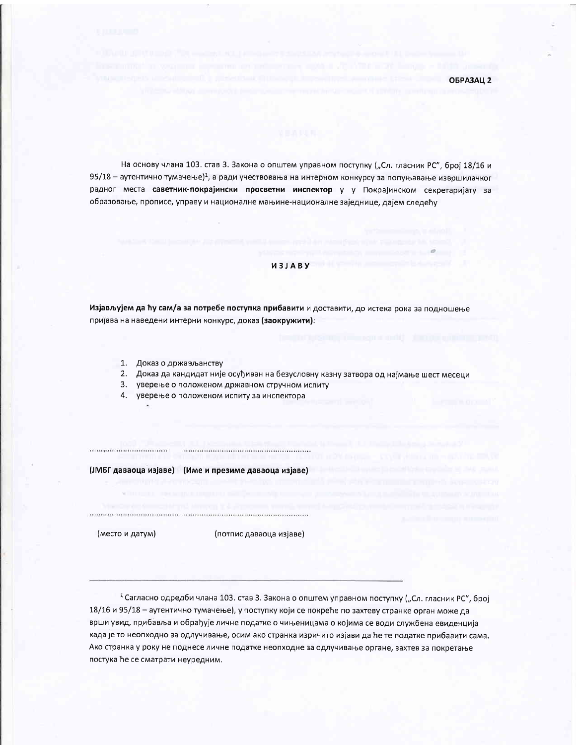**ОБРАЗАЦ 2**

На основу члана 103. став 3. Закона о општем управном поступку („Сл. гласник РС", број 18/16 и 95/18 – аутентично тумачење)[1], а ради учествовања на интерном конкурсу за попуњавање извршилачког радног места **саветник-покрајински просветни инспектор** у у Покрајинском секретаријату за образовање, прописе, управу и националне мањине-националне заједнице, дајем следећу

**ИЗЈАВУ**

**Изјављујем да ћу сам/а за потребе поступка прибавити** и доставити, до истека рока за подношење пријава на наведени интерни конкурс, доказ **(заокружити)**:

1. Доказ о држављанству
2. Доказ да кандидат није осуђиван на безусловну казну затвора од најмање шест месеци
3. уверење о положеном државном стручном испиту
4. уверење о положеном испиту за инспектора

.................................. ..........................................................

**(ЈМБГ даваоца изјаве) (Име и презиме даваоца изјаве)**

.......................................... ..........................................................

(место и датум) (потпис даваоца изјаве)

---

[1] Сагласно одредби члана 103. став 3. Закона о општем управном поступку („Сл. гласник РС", број 18/16 и 95/18 – аутентично тумачење), у поступку који се покреће по захтеву странке орган може да врши увид, прибавља и обрађује личне податке о чињеницама о којима се води службена евиденција када је то неопходно за одлучивање, осим ако странка изричито изјави да ће те податке прибавити сама. Ако странка у року не поднесе личне податке неопходне за одлучивање органе, захтев за покретање постука ће се сматрати неуредним.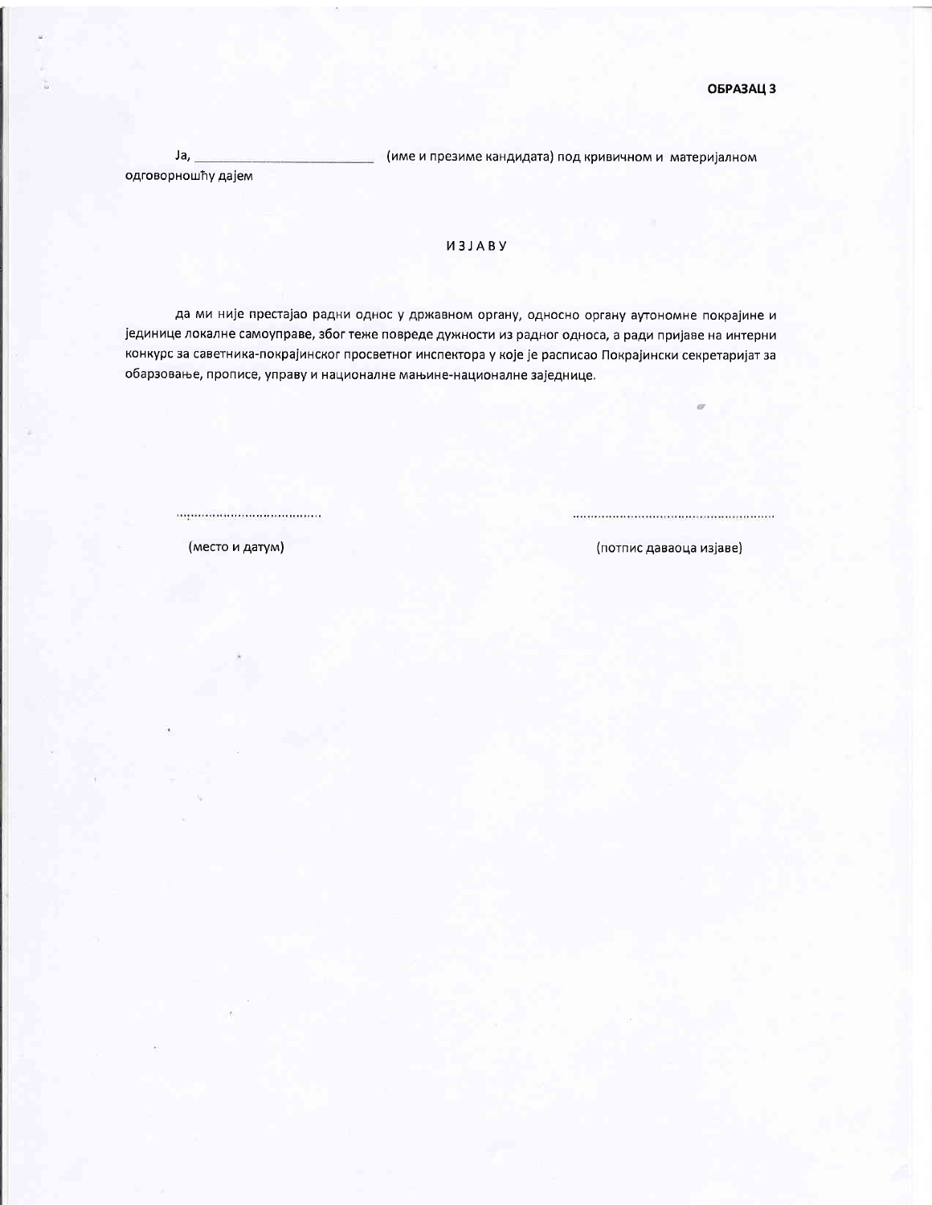**ОБРАЗАЦ 3**

Ја, \_\_\_\_\_\_\_\_\_\_\_\_\_\_\_\_\_\_\_\_\_\_\_\_\_\_ (име и презиме кандидата) под кривичном и материјалном одговорношћу дајем

ИЗЈАВУ

да ми није престајао радни однос у државном органу, односно органу аутономне покрајине и јединице локалне самоуправе, због теже повреде дужности из радног односа, а ради пријаве на интерни конкурс за саветника-покрајинског просветног инспектора у које је расписао Покрајински секретаријат за обарзовање, прописе, управу и националне мањине-националне заједнице.

........................................ (место и датум)

........................................................ (потпис даваоца изјаве)